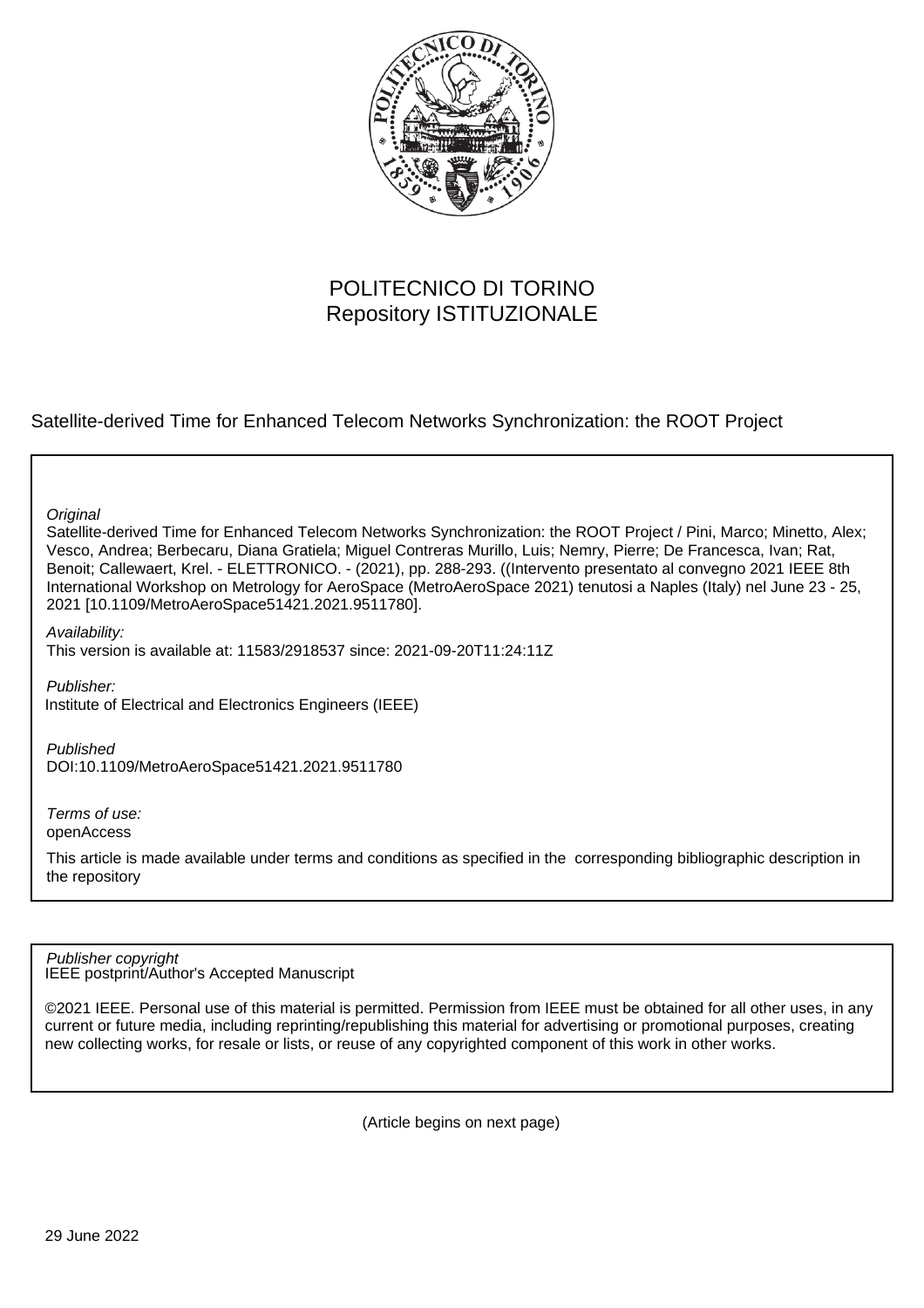POLITECNICO DI TORINO
Repository ISTITUZIONALE

Satellite-derived Time for Enhanced Telecom Networks Synchronization: the ROOT Project

*Original*
Satellite-derived Time for Enhanced Telecom Networks Synchronization: the ROOT Project / Pini, Marco; Minetto, Alex; Vesco, Andrea; Berbecaru, Diana Gratiela; Miguel Contreras Murillo, Luis; Nemry, Pierre; De Francesca, Ivan; Rat, Benoit; Callewaert, Krel. - ELETTRONICO. - (2021), pp. 288-293. ((Intervento presentato al convegno 2021 IEEE 8th International Workshop on Metrology for AeroSpace (MetroAeroSpace 2021) tenutosi a Naples (Italy) nel June 23 - 25, 2021 [10.1109/MetroAeroSpace51421.2021.9511780].

*Availability:*
This version is available at: 11583/2918537 since: 2021-09-20T11:24:11Z

*Publisher:*
Institute of Electrical and Electronics Engineers (IEEE)

*Published*
DOI:10.1109/MetroAeroSpace51421.2021.9511780

*Terms of use:*
openAccess

This article is made available under terms and conditions as specified in the corresponding bibliographic description in the repository

*Publisher copyright*
IEEE postprint/Author's Accepted Manuscript

©2021 IEEE. Personal use of this material is permitted. Permission from IEEE must be obtained for all other uses, in any current or future media, including reprinting/republishing this material for advertising or promotional purposes, creating new collecting works, for resale or lists, or reuse of any copyrighted component of this work in other works.

(Article begins on next page)

29 June 2022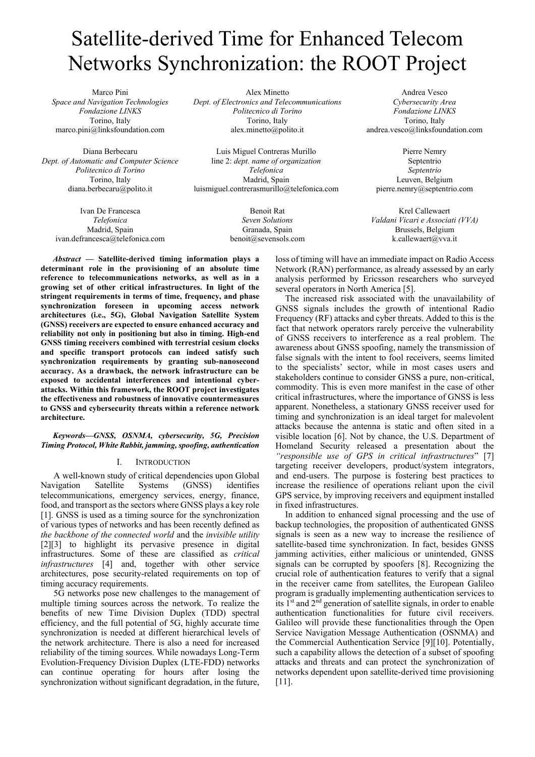# Satellite-derived Time for Enhanced Telecom Networks Synchronization: the ROOT Project

Marco Pini
*Space and Navigation Technologies*
*Fondazione LINKS*
Torino, Italy
marco.pini@linksfoundation.com

Alex Minetto
*Dept. of Electronics and Telecommunications*
*Politecnico di Torino*
Torino, Italy
alex.minetto@polito.it

Andrea Vesco
*Cybersecurity Area*
*Fondazione LINKS*
Torino, Italy
andrea.vesco@linksfoundation.com

Diana Berbecaru
*Dept. of Automatic and Computer Science*
*Politecnico di Torino*
Torino, Italy
diana.berbecaru@polito.it

Luis Miguel Contreras Murillo
line 2: *dept. name of organization*
*Telefonica*
Madrid, Spain
luismiguel.contrerasmurillo@telefonica.com

Pierre Nemry
Septentrio
*Septentrio*
Leuven, Belgium
pierre.nemry@septentrio.com

Ivan De Francesca
*Telefonica*
Madrid, Spain
ivan.defrancesca@telefonica.com

Benoit Rat
*Seven Solutions*
Granada, Spain
benoit@sevensols.com

Krel Callewaert
*Valdani Vicari e Associati (VVA)*
Brussels, Belgium
k.callewaert@vva.it

***Abstract* — Satellite-derived timing information plays a determinant role in the provisioning of an absolute time reference to telecommunications networks, as well as in a growing set of other critical infrastructures. In light of the stringent requirements in terms of time, frequency, and phase synchronization foreseen in upcoming access network architectures (i.e., 5G), Global Navigation Satellite System (GNSS) receivers are expected to ensure enhanced accuracy and reliability not only in positioning but also in timing. High-end GNSS timing receivers combined with terrestrial cesium clocks and specific transport protocols can indeed satisfy such synchronization requirements by granting sub-nanosecond accuracy. As a drawback, the network infrastructure can be exposed to accidental interferences and intentional cyber-attacks. Within this framework, the ROOT project investigates the effectiveness and robustness of innovative countermeasures to GNSS and cybersecurity threats within a reference network architecture.**

***Keywords—GNSS, OSNMA, cybersecurity, 5G, Precision Timing Protocol, White Rabbit, jamming, spoofing, authentication***

## I. Introduction

A well-known study of critical dependencies upon Global Navigation Satellite Systems (GNSS) identifies telecommunications, emergency services, energy, finance, food, and transport as the sectors where GNSS plays a key role [1]. GNSS is used as a timing source for the synchronization of various types of networks and has been recently defined as *the backbone of the connected world* and the *invisible utility* [2][3] to highlight its pervasive presence in digital infrastructures. Some of these are classified as *critical infrastructures* [4] and, together with other service architectures, pose security-related requirements on top of timing accuracy requirements.

5G networks pose new challenges to the management of multiple timing sources across the network. To realize the benefits of new Time Division Duplex (TDD) spectral efficiency, and the full potential of 5G, highly accurate time synchronization is needed at different hierarchical levels of the network architecture. There is also a need for increased reliability of the timing sources. While nowadays Long-Term Evolution-Frequency Division Duplex (LTE-FDD) networks can continue operating for hours after losing the synchronization without significant degradation, in the future, loss of timing will have an immediate impact on Radio Access Network (RAN) performance, as already assessed by an early analysis performed by Ericsson researchers who surveyed several operators in North America [5].

The increased risk associated with the unavailability of GNSS signals includes the growth of intentional Radio Frequency (RF) attacks and cyber threats. Added to this is the fact that network operators rarely perceive the vulnerability of GNSS receivers to interference as a real problem. The awareness about GNSS spoofing, namely the transmission of false signals with the intent to fool receivers, seems limited to the specialists' sector, while in most cases users and stakeholders continue to consider GNSS a pure, non-critical, commodity. This is even more manifest in the case of other critical infrastructures, where the importance of GNSS is less apparent. Nonetheless, a stationary GNSS receiver used for timing and synchronization is an ideal target for malevolent attacks because the antenna is static and often sited in a visible location [6]. Not by chance, the U.S. Department of Homeland Security released a presentation about the *"responsible use of GPS in critical infrastructures*" [7] targeting receiver developers, product/system integrators, and end-users. The purpose is fostering best practices to increase the resilience of operations reliant upon the civil GPS service, by improving receivers and equipment installed in fixed infrastructures.

In addition to enhanced signal processing and the use of backup technologies, the proposition of authenticated GNSS signals is seen as a new way to increase the resilience of satellite-based time synchronization. In fact, besides GNSS jamming activities, either malicious or unintended, GNSS signals can be corrupted by spoofers [8]. Recognizing the crucial role of authentication features to verify that a signal in the receiver came from satellites, the European Galileo program is gradually implementing authentication services to its 1st and 2nd generation of satellite signals, in order to enable authentication functionalities for future civil receivers. Galileo will provide these functionalities through the Open Service Navigation Message Authentication (OSNMA) and the Commercial Authentication Service [9][10]. Potentially, such a capability allows the detection of a subset of spoofing attacks and threats and can protect the synchronization of networks dependent upon satellite-derived time provisioning [11].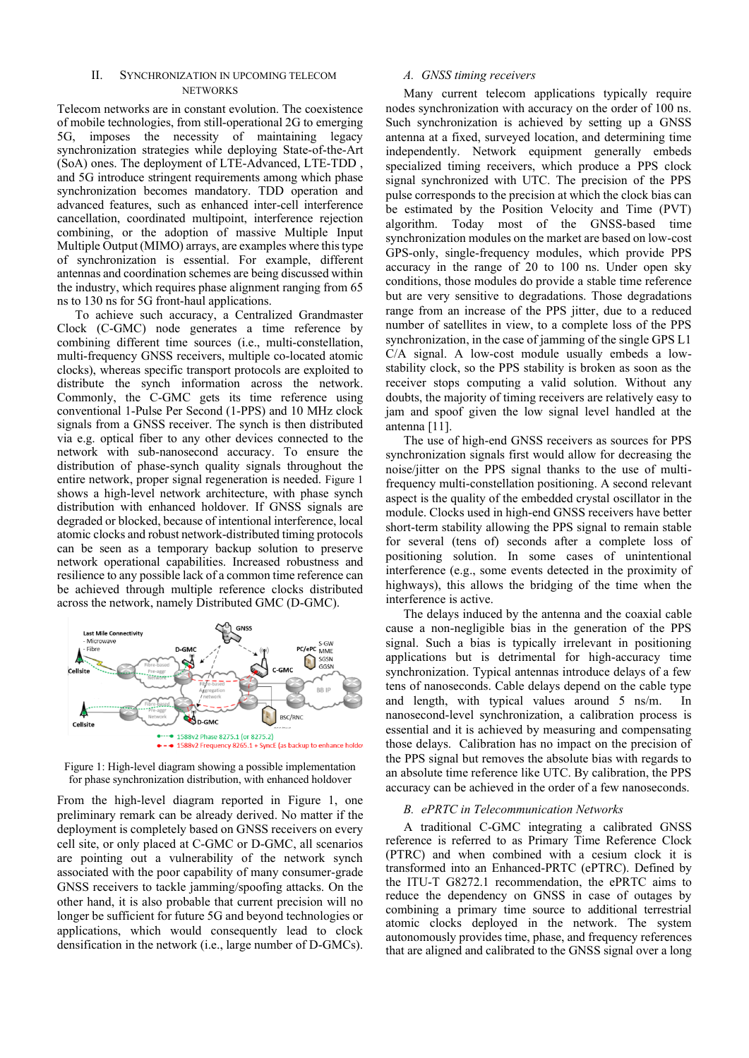## II. SYNCHRONIZATION IN UPCOMING TELECOM NETWORKS

Telecom networks are in constant evolution. The coexistence of mobile technologies, from still-operational 2G to emerging 5G, imposes the necessity of maintaining legacy synchronization strategies while deploying State-of-the-Art (SoA) ones. The deployment of LTE-Advanced, LTE-TDD , and 5G introduce stringent requirements among which phase synchronization becomes mandatory. TDD operation and advanced features, such as enhanced inter-cell interference cancellation, coordinated multipoint, interference rejection combining, or the adoption of massive Multiple Input Multiple Output (MIMO) arrays, are examples where this type of synchronization is essential. For example, different antennas and coordination schemes are being discussed within the industry, which requires phase alignment ranging from 65 ns to 130 ns for 5G front-haul applications.

To achieve such accuracy, a Centralized Grandmaster Clock (C-GMC) node generates a time reference by combining different time sources (i.e., multi-constellation, multi-frequency GNSS receivers, multiple co-located atomic clocks), whereas specific transport protocols are exploited to distribute the synch information across the network. Commonly, the C-GMC gets its time reference using conventional 1-Pulse Per Second (1-PPS) and 10 MHz clock signals from a GNSS receiver. The synch is then distributed via e.g. optical fiber to any other devices connected to the network with sub-nanosecond accuracy. To ensure the distribution of phase-synch quality signals throughout the entire network, proper signal regeneration is needed. Figure 1 shows a high-level network architecture, with phase synch distribution with enhanced holdover. If GNSS signals are degraded or blocked, because of intentional interference, local atomic clocks and robust network-distributed timing protocols can be seen as a temporary backup solution to preserve network operational capabilities. Increased robustness and resilience to any possible lack of a common time reference can be achieved through multiple reference clocks distributed across the network, namely Distributed GMC (D-GMC).

Figure 1: High-level diagram showing a possible implementation for phase synchronization distribution, with enhanced holdover

From the high-level diagram reported in Figure 1, one preliminary remark can be already derived. No matter if the deployment is completely based on GNSS receivers on every cell site, or only placed at C-GMC or D-GMC, all scenarios are pointing out a vulnerability of the network synch associated with the poor capability of many consumer-grade GNSS receivers to tackle jamming/spoofing attacks. On the other hand, it is also probable that current precision will no longer be sufficient for future 5G and beyond technologies or applications, which would consequently lead to clock densification in the network (i.e., large number of D-GMCs).

### A. GNSS timing receivers

Many current telecom applications typically require nodes synchronization with accuracy on the order of 100 ns. Such synchronization is achieved by setting up a GNSS antenna at a fixed, surveyed location, and determining time independently. Network equipment generally embeds specialized timing receivers, which produce a PPS clock signal synchronized with UTC. The precision of the PPS pulse corresponds to the precision at which the clock bias can be estimated by the Position Velocity and Time (PVT) algorithm. Today most of the GNSS-based time synchronization modules on the market are based on low-cost GPS-only, single-frequency modules, which provide PPS accuracy in the range of 20 to 100 ns. Under open sky conditions, those modules do provide a stable time reference but are very sensitive to degradations. Those degradations range from an increase of the PPS jitter, due to a reduced number of satellites in view, to a complete loss of the PPS synchronization, in the case of jamming of the single GPS L1 C/A signal. A low-cost module usually embeds a low-stability clock, so the PPS stability is broken as soon as the receiver stops computing a valid solution. Without any doubts, the majority of timing receivers are relatively easy to jam and spoof given the low signal level handled at the antenna [11].

The use of high-end GNSS receivers as sources for PPS synchronization signals first would allow for decreasing the noise/jitter on the PPS signal thanks to the use of multi-frequency multi-constellation positioning. A second relevant aspect is the quality of the embedded crystal oscillator in the module. Clocks used in high-end GNSS receivers have better short-term stability allowing the PPS signal to remain stable for several (tens of) seconds after a complete loss of positioning solution. In some cases of unintentional interference (e.g., some events detected in the proximity of highways), this allows the bridging of the time when the interference is active.

The delays induced by the antenna and the coaxial cable cause a non-negligible bias in the generation of the PPS signal. Such a bias is typically irrelevant in positioning applications but is detrimental for high-accuracy time synchronization. Typical antennas introduce delays of a few tens of nanoseconds. Cable delays depend on the cable type and length, with typical values around 5 ns/m. In nanosecond-level synchronization, a calibration process is essential and it is achieved by measuring and compensating those delays. Calibration has no impact on the precision of the PPS signal but removes the absolute bias with regards to an absolute time reference like UTC. By calibration, the PPS accuracy can be achieved in the order of a few nanoseconds.

### B. ePRTC in Telecommunication Networks

A traditional C-GMC integrating a calibrated GNSS reference is referred to as Primary Time Reference Clock (PTRC) and when combined with a cesium clock it is transformed into an Enhanced-PRTC (ePRTC). Defined by the ITU-T G8272.1 recommendation, the ePRTC aims to reduce the dependency on GNSS in case of outages by combining a primary time source to additional terrestrial atomic clocks deployed in the network. The system autonomously provides time, phase, and frequency references that are aligned and calibrated to the GNSS signal over a long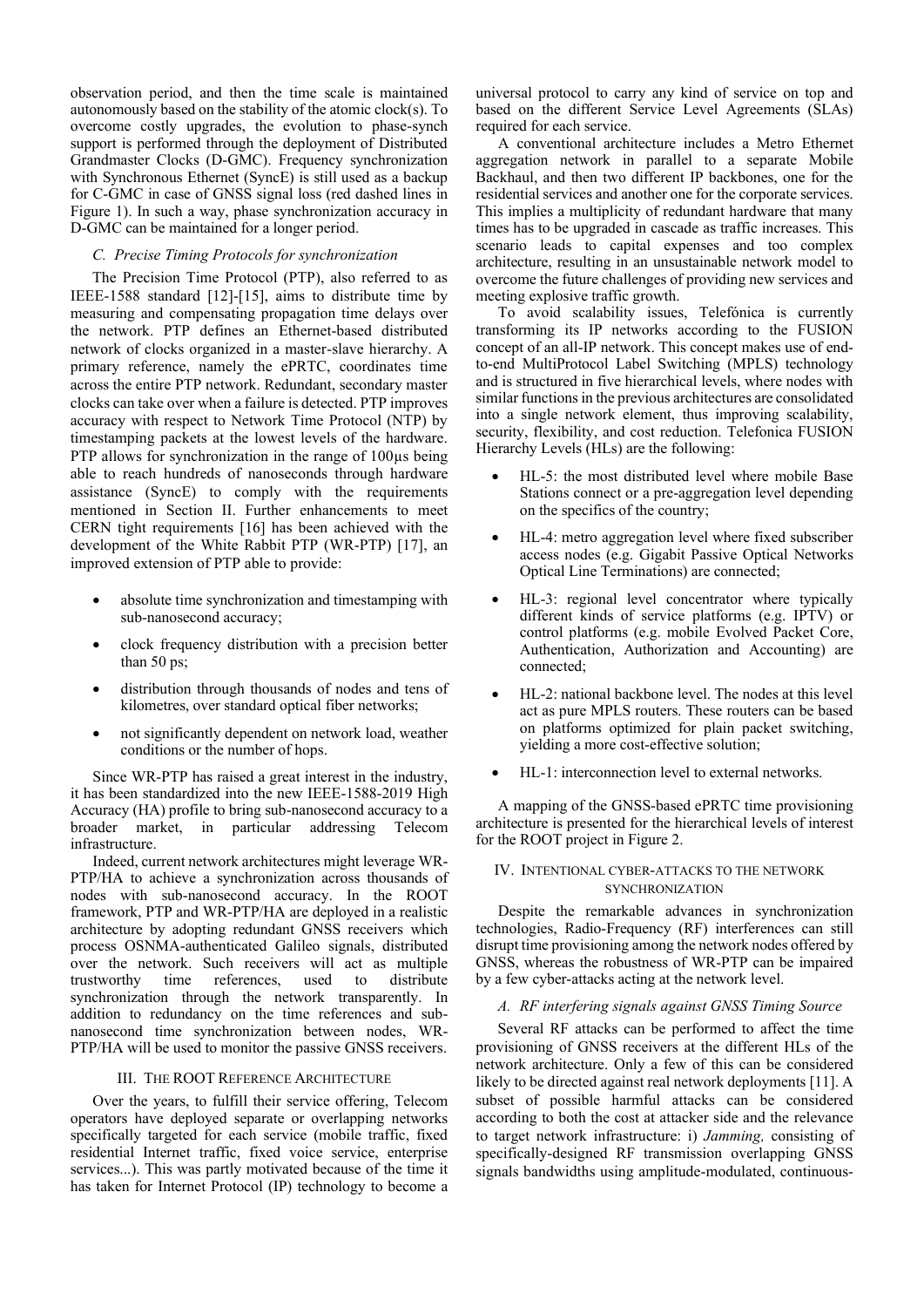observation period, and then the time scale is maintained autonomously based on the stability of the atomic clock(s). To overcome costly upgrades, the evolution to phase-synch support is performed through the deployment of Distributed Grandmaster Clocks (D-GMC). Frequency synchronization with Synchronous Ethernet (SyncE) is still used as a backup for C-GMC in case of GNSS signal loss (red dashed lines in Figure 1). In such a way, phase synchronization accuracy in D-GMC can be maintained for a longer period.

### *C. Precise Timing Protocols for synchronization*

The Precision Time Protocol (PTP), also referred to as IEEE-1588 standard [12]-[15], aims to distribute time by measuring and compensating propagation time delays over the network. PTP defines an Ethernet-based distributed network of clocks organized in a master-slave hierarchy. A primary reference, namely the ePRTC, coordinates time across the entire PTP network. Redundant, secondary master clocks can take over when a failure is detected. PTP improves accuracy with respect to Network Time Protocol (NTP) by timestamping packets at the lowest levels of the hardware. PTP allows for synchronization in the range of 100µs being able to reach hundreds of nanoseconds through hardware assistance (SyncE) to comply with the requirements mentioned in Section II. Further enhancements to meet CERN tight requirements [16] has been achieved with the development of the White Rabbit PTP (WR-PTP) [17], an improved extension of PTP able to provide:

- absolute time synchronization and timestamping with sub-nanosecond accuracy;
- clock frequency distribution with a precision better than 50 ps;
- distribution through thousands of nodes and tens of kilometres, over standard optical fiber networks;
- not significantly dependent on network load, weather conditions or the number of hops.

Since WR-PTP has raised a great interest in the industry, it has been standardized into the new IEEE-1588-2019 High Accuracy (HA) profile to bring sub-nanosecond accuracy to a broader market, in particular addressing Telecom infrastructure.

Indeed, current network architectures might leverage WR-PTP/HA to achieve a synchronization across thousands of nodes with sub-nanosecond accuracy. In the ROOT framework, PTP and WR-PTP/HA are deployed in a realistic architecture by adopting redundant GNSS receivers which process OSNMA-authenticated Galileo signals, distributed over the network. Such receivers will act as multiple trustworthy time references, used to distribute synchronization through the network transparently. In addition to redundancy on the time references and sub-nanosecond time synchronization between nodes, WR-PTP/HA will be used to monitor the passive GNSS receivers.

## III. The ROOT Reference Architecture

Over the years, to fulfill their service offering, Telecom operators have deployed separate or overlapping networks specifically targeted for each service (mobile traffic, fixed residential Internet traffic, fixed voice service, enterprise services...). This was partly motivated because of the time it has taken for Internet Protocol (IP) technology to become a universal protocol to carry any kind of service on top and based on the different Service Level Agreements (SLAs) required for each service.

A conventional architecture includes a Metro Ethernet aggregation network in parallel to a separate Mobile Backhaul, and then two different IP backbones, one for the residential services and another one for the corporate services. This implies a multiplicity of redundant hardware that many times has to be upgraded in cascade as traffic increases. This scenario leads to capital expenses and too complex architecture, resulting in an unsustainable network model to overcome the future challenges of providing new services and meeting explosive traffic growth.

To avoid scalability issues, Telefónica is currently transforming its IP networks according to the FUSION concept of an all-IP network. This concept makes use of end-to-end MultiProtocol Label Switching (MPLS) technology and is structured in five hierarchical levels, where nodes with similar functions in the previous architectures are consolidated into a single network element, thus improving scalability, security, flexibility, and cost reduction. Telefonica FUSION Hierarchy Levels (HLs) are the following:

- HL-5: the most distributed level where mobile Base Stations connect or a pre-aggregation level depending on the specifics of the country;
- HL-4: metro aggregation level where fixed subscriber access nodes (e.g. Gigabit Passive Optical Networks Optical Line Terminations) are connected;
- HL-3: regional level concentrator where typically different kinds of service platforms (e.g. IPTV) or control platforms (e.g. mobile Evolved Packet Core, Authentication, Authorization and Accounting) are connected;
- HL-2: national backbone level. The nodes at this level act as pure MPLS routers. These routers can be based on platforms optimized for plain packet switching, yielding a more cost-effective solution;
- HL-1: interconnection level to external networks.

A mapping of the GNSS-based ePRTC time provisioning architecture is presented for the hierarchical levels of interest for the ROOT project in Figure 2.

## IV. Intentional cyber-attacks to the network synchronization

Despite the remarkable advances in synchronization technologies, Radio-Frequency (RF) interferences can still disrupt time provisioning among the network nodes offered by GNSS, whereas the robustness of WR-PTP can be impaired by a few cyber-attacks acting at the network level.

### *A. RF interfering signals against GNSS Timing Source*

Several RF attacks can be performed to affect the time provisioning of GNSS receivers at the different HLs of the network architecture. Only a few of this can be considered likely to be directed against real network deployments [11]. A subset of possible harmful attacks can be considered according to both the cost at attacker side and the relevance to target network infrastructure: i) *Jamming,* consisting of specifically-designed RF transmission overlapping GNSS signals bandwidths using amplitude-modulated, continuous-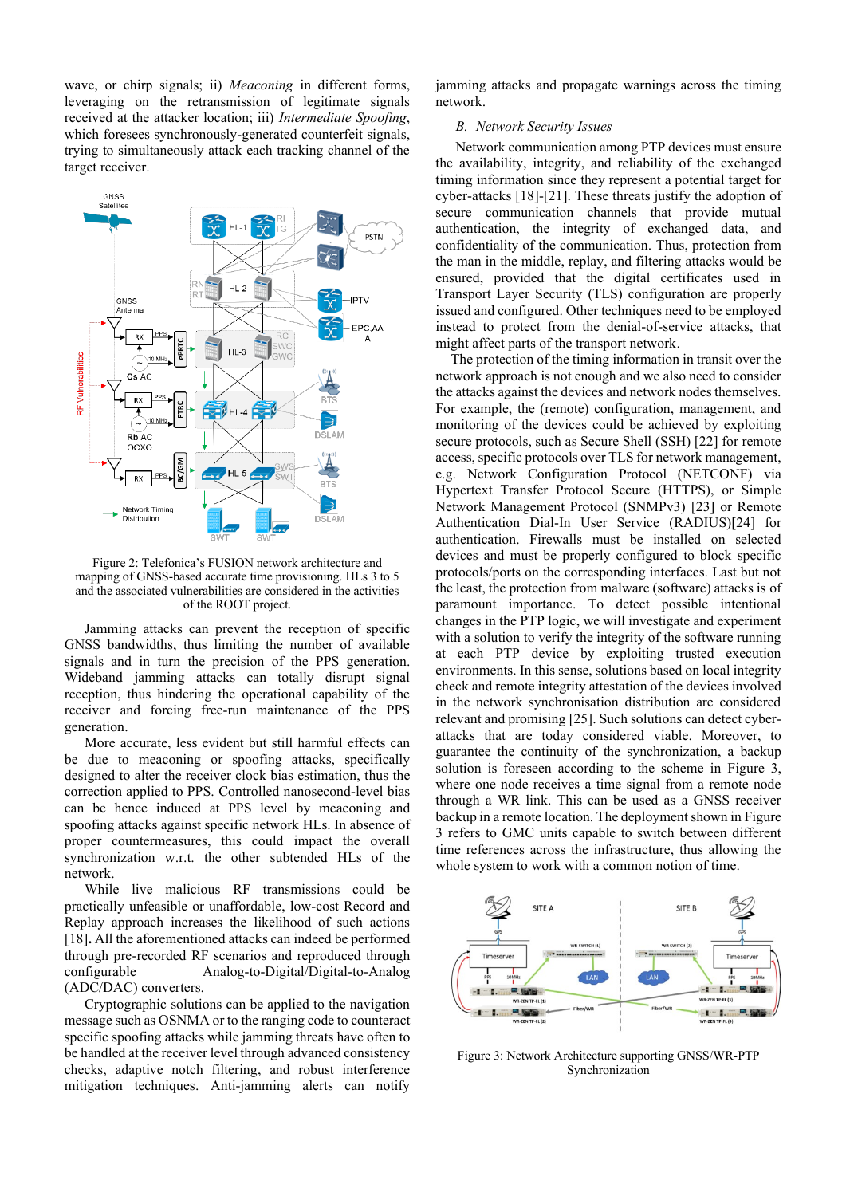wave, or chirp signals; ii) *Meaconing* in different forms, leveraging on the retransmission of legitimate signals received at the attacker location; iii) *Intermediate Spoofing*, which foresees synchronously-generated counterfeit signals, trying to simultaneously attack each tracking channel of the target receiver.

Figure 2: Telefonica's FUSION network architecture and mapping of GNSS-based accurate time provisioning. HLs 3 to 5 and the associated vulnerabilities are considered in the activities of the ROOT project.

Jamming attacks can prevent the reception of specific GNSS bandwidths, thus limiting the number of available signals and in turn the precision of the PPS generation. Wideband jamming attacks can totally disrupt signal reception, thus hindering the operational capability of the receiver and forcing free-run maintenance of the PPS generation.

More accurate, less evident but still harmful effects can be due to meaconing or spoofing attacks, specifically designed to alter the receiver clock bias estimation, thus the correction applied to PPS. Controlled nanosecond-level bias can be hence induced at PPS level by meaconing and spoofing attacks against specific network HLs. In absence of proper countermeasures, this could impact the overall synchronization w.r.t. the other subtended HLs of the network.

While live malicious RF transmissions could be practically unfeasible or unaffordable, low-cost Record and Replay approach increases the likelihood of such actions [18]. All the aforementioned attacks can indeed be performed through pre-recorded RF scenarios and reproduced through configurable Analog-to-Digital/Digital-to-Analog (ADC/DAC) converters.

Cryptographic solutions can be applied to the navigation message such as OSNMA or to the ranging code to counteract specific spoofing attacks while jamming threats have often to be handled at the receiver level through advanced consistency checks, adaptive notch filtering, and robust interference mitigation techniques. Anti-jamming alerts can notify jamming attacks and propagate warnings across the timing network.

### *B. Network Security Issues*

Network communication among PTP devices must ensure the availability, integrity, and reliability of the exchanged timing information since they represent a potential target for cyber-attacks [18]-[21]. These threats justify the adoption of secure communication channels that provide mutual authentication, the integrity of exchanged data, and confidentiality of the communication. Thus, protection from the man in the middle, replay, and filtering attacks would be ensured, provided that the digital certificates used in Transport Layer Security (TLS) configuration are properly issued and configured. Other techniques need to be employed instead to protect from the denial-of-service attacks, that might affect parts of the transport network.

The protection of the timing information in transit over the network approach is not enough and we also need to consider the attacks against the devices and network nodes themselves. For example, the (remote) configuration, management, and monitoring of the devices could be achieved by exploiting secure protocols, such as Secure Shell (SSH) [22] for remote access, specific protocols over TLS for network management, e.g. Network Configuration Protocol (NETCONF) via Hypertext Transfer Protocol Secure (HTTPS), or Simple Network Management Protocol (SNMPv3) [23] or Remote Authentication Dial-In User Service (RADIUS)[24] for authentication. Firewalls must be installed on selected devices and must be properly configured to block specific protocols/ports on the corresponding interfaces. Last but not the least, the protection from malware (software) attacks is of paramount importance. To detect possible intentional changes in the PTP logic, we will investigate and experiment with a solution to verify the integrity of the software running at each PTP device by exploiting trusted execution environments. In this sense, solutions based on local integrity check and remote integrity attestation of the devices involved in the network synchronisation distribution are considered relevant and promising [25]. Such solutions can detect cyber-attacks that are today considered viable. Moreover, to guarantee the continuity of the synchronization, a backup solution is foreseen according to the scheme in Figure 3, where one node receives a time signal from a remote node through a WR link. This can be used as a GNSS receiver backup in a remote location. The deployment shown in Figure 3 refers to GMC units capable to switch between different time references across the infrastructure, thus allowing the whole system to work with a common notion of time.

Figure 3: Network Architecture supporting GNSS/WR-PTP Synchronisation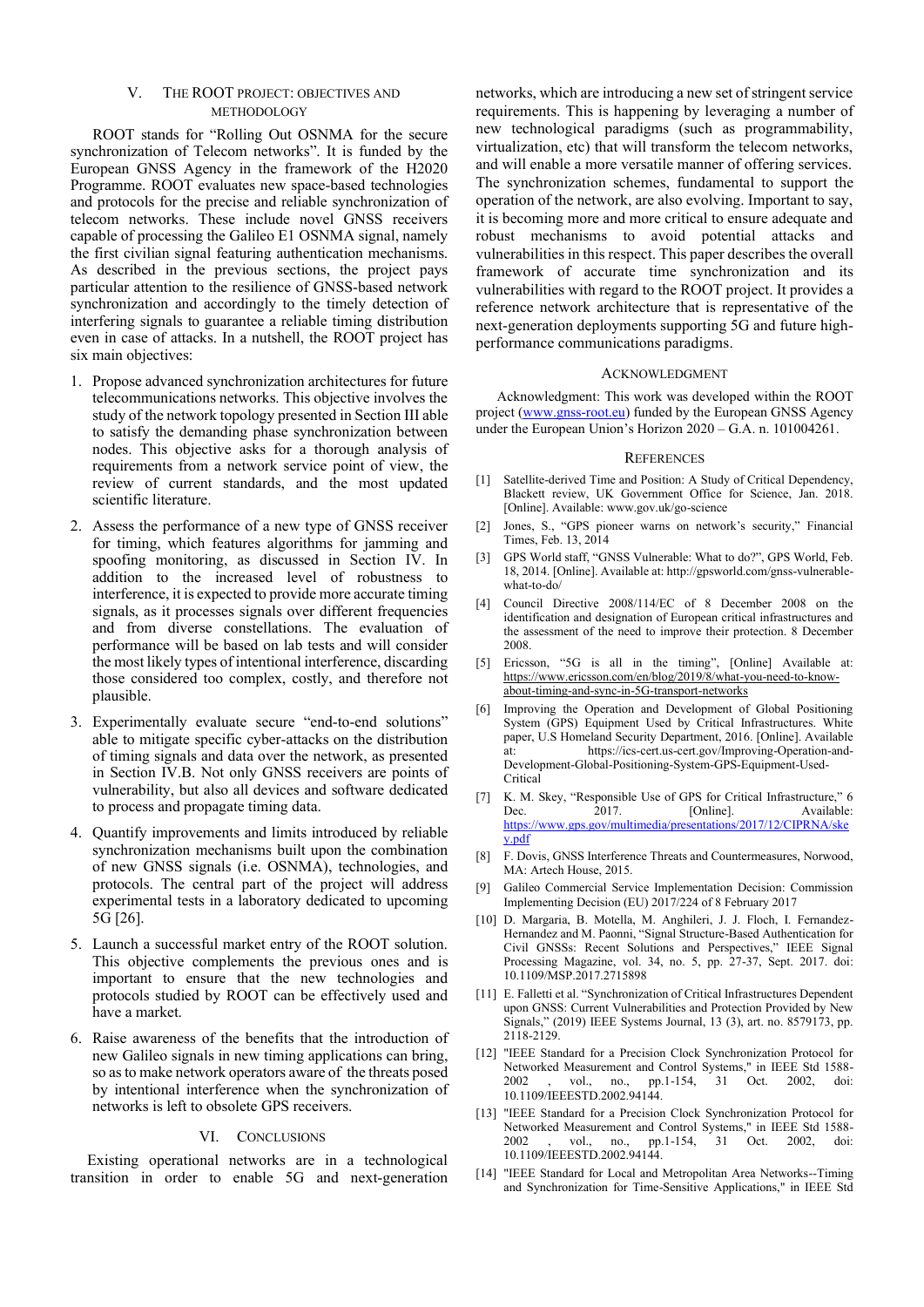## V. THE ROOT PROJECT: OBJECTIVES AND METHODOLOGY

ROOT stands for "Rolling Out OSNMA for the secure synchronization of Telecom networks". It is funded by the European GNSS Agency in the framework of the H2020 Programme. ROOT evaluates new space-based technologies and protocols for the precise and reliable synchronization of telecom networks. These include novel GNSS receivers capable of processing the Galileo E1 OSNMA signal, namely the first civilian signal featuring authentication mechanisms. As described in the previous sections, the project pays particular attention to the resilience of GNSS-based network synchronization and accordingly to the timely detection of interfering signals to guarantee a reliable timing distribution even in case of attacks. In a nutshell, the ROOT project has six main objectives:

1. Propose advanced synchronization architectures for future telecommunications networks. This objective involves the study of the network topology presented in Section III able to satisfy the demanding phase synchronization between nodes. This objective asks for a thorough analysis of requirements from a network service point of view, the review of current standards, and the most updated scientific literature.

2. Assess the performance of a new type of GNSS receiver for timing, which features algorithms for jamming and spoofing monitoring, as discussed in Section IV. In addition to the increased level of robustness to interference, it is expected to provide more accurate timing signals, as it processes signals over different frequencies and from diverse constellations. The evaluation of performance will be based on lab tests and will consider the most likely types of intentional interference, discarding those considered too complex, costly, and therefore not plausible.

3. Experimentally evaluate secure "end-to-end solutions" able to mitigate specific cyber-attacks on the distribution of timing signals and data over the network, as presented in Section IV.B. Not only GNSS receivers are points of vulnerability, but also all devices and software dedicated to process and propagate timing data.

4. Quantify improvements and limits introduced by reliable synchronization mechanisms built upon the combination of new GNSS signals (i.e. OSNMA), technologies, and protocols. The central part of the project will address experimental tests in a laboratory dedicated to upcoming 5G [26].

5. Launch a successful market entry of the ROOT solution. This objective complements the previous ones and is important to ensure that the new technologies and protocols studied by ROOT can be effectively used and have a market.

6. Raise awareness of the benefits that the introduction of new Galileo signals in new timing applications can bring, so as to make network operators aware of the threats posed by intentional interference when the synchronization of networks is left to obsolete GPS receivers.

## VI. CONCLUSIONS

Existing operational networks are in a technological transition in order to enable 5G and next-generation networks, which are introducing a new set of stringent service requirements. This is happening by leveraging a number of new technological paradigms (such as programmability, virtualization, etc) that will transform the telecom networks, and will enable a more versatile manner of offering services. The synchronization schemes, fundamental to support the operation of the network, are also evolving. Important to say, it is becoming more and more critical to ensure adequate and robust mechanisms to avoid potential attacks and vulnerabilities in this respect. This paper describes the overall framework of accurate time synchronization and its vulnerabilities with regard to the ROOT project. It provides a reference network architecture that is representative of the next-generation deployments supporting 5G and future high-performance communications paradigms.

## ACKNOWLEDGMENT

Acknowledgment: This work was developed within the ROOT project (www.gnss-root.eu) funded by the European GNSS Agency under the European Union's Horizon 2020 – G.A. n. 101004261.

## REFERENCES

[1] Satellite-derived Time and Position: A Study of Critical Dependency, Blackett review, UK Government Office for Science, Jan. 2018. [Online]. Available: www.gov.uk/go-science

[2] Jones, S., "GPS pioneer warns on network's security," Financial Times, Feb. 13, 2014

[3] GPS World staff, "GNSS Vulnerable: What to do?", GPS World, Feb. 18, 2014. [Online]. Available at: http://gpsworld.com/gnss-vulnerable-what-to-do/

[4] Council Directive 2008/114/EC of 8 December 2008 on the identification and designation of European critical infrastructures and the assessment of the need to improve their protection. 8 December 2008.

[5] Ericsson, "5G is all in the timing", [Online] Available at: https://www.ericsson.com/en/blog/2019/8/what-you-need-to-know-about-timing-and-sync-in-5G-transport-networks

[6] Improving the Operation and Development of Global Positioning System (GPS) Equipment Used by Critical Infrastructures. White paper, U.S Homeland Security Department, 2016. [Online]. Available at: https://ics-cert.us-cert.gov/Improving-Operation-and-Development-Global-Positioning-System-GPS-Equipment-Used-Critical

[7] K. M. Skey, "Responsible Use of GPS for Critical Infrastructure," 6 Dec. 2017. [Online]. Available: https://www.gps.gov/multimedia/presentations/2017/12/CIPRNA/skey.pdf

[8] F. Dovis, GNSS Interference Threats and Countermeasures, Norwood, MA: Artech House, 2015.

[9] Galileo Commercial Service Implementation Decision: Commission Implementing Decision (EU) 2017/224 of 8 February 2017

[10] D. Margaria, B. Motella, M. Anghileri, J. J. Floch, I. Fernandez-Hernandez and M. Paonni, "Signal Structure-Based Authentication for Civil GNSSs: Recent Solutions and Perspectives," IEEE Signal Processing Magazine, vol. 34, no. 5, pp. 27-37, Sept. 2017. doi: 10.1109/MSP.2017.2715898

[11] E. Falletti et al. "Synchronization of Critical Infrastructures Dependent upon GNSS: Current Vulnerabilities and Protection Provided by New Signals," (2019) IEEE Systems Journal, 13 (3), art. no. 8579173, pp. 2118-2129.

[12] "IEEE Standard for a Precision Clock Synchronization Protocol for Networked Measurement and Control Systems," in IEEE Std 1588-2002 , vol., no., pp.1-154, 31 Oct. 2002, doi: 10.1109/IEEESTD.2002.94144.

[13] "IEEE Standard for a Precision Clock Synchronization Protocol for Networked Measurement and Control Systems," in IEEE Std 1588-2002 , vol., no., pp.1-154, 31 Oct. 2002, doi: 10.1109/IEEESTD.2002.94144.

[14] "IEEE Standard for Local and Metropolitan Area Networks--Timing and Synchronization for Time-Sensitive Applications," in IEEE Std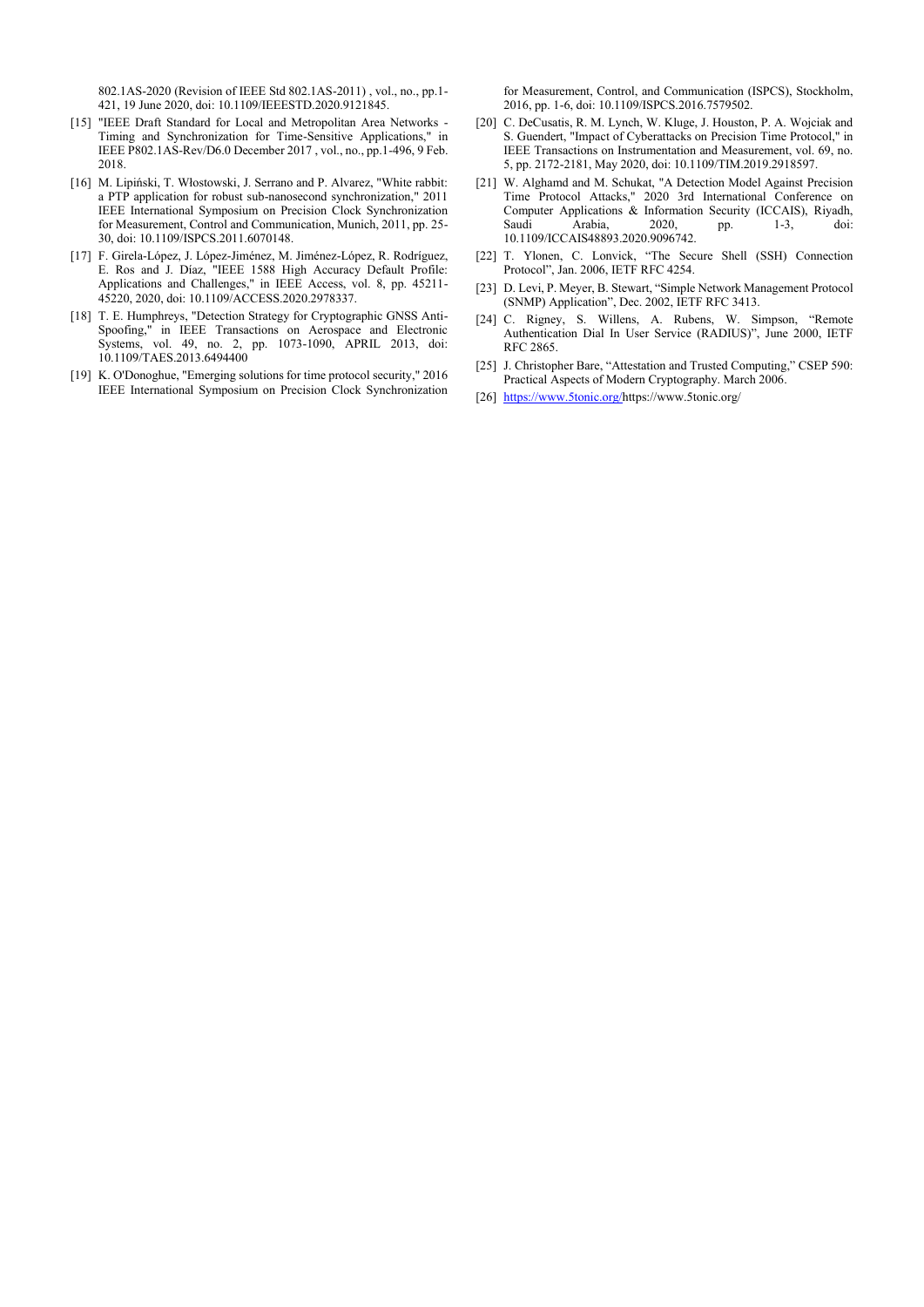802.1AS-2020 (Revision of IEEE Std 802.1AS-2011) , vol., no., pp.1-421, 19 June 2020, doi: 10.1109/IEEESTD.2020.9121845.

[15] "IEEE Draft Standard for Local and Metropolitan Area Networks - Timing and Synchronization for Time-Sensitive Applications," in IEEE P802.1AS-Rev/D6.0 December 2017 , vol., no., pp.1-496, 9 Feb. 2018.

[16] M. Lipiński, T. Włostowski, J. Serrano and P. Alvarez, "White rabbit: a PTP application for robust sub-nanosecond synchronization," 2011 IEEE International Symposium on Precision Clock Synchronization for Measurement, Control and Communication, Munich, 2011, pp. 25-30, doi: 10.1109/ISPCS.2011.6070148.

[17] F. Girela-López, J. López-Jiménez, M. Jiménez-López, R. Rodríguez, E. Ros and J. Díaz, "IEEE 1588 High Accuracy Default Profile: Applications and Challenges," in IEEE Access, vol. 8, pp. 45211-45220, 2020, doi: 10.1109/ACCESS.2020.2978337.

[18] T. E. Humphreys, "Detection Strategy for Cryptographic GNSS Anti-Spoofing," in IEEE Transactions on Aerospace and Electronic Systems, vol. 49, no. 2, pp. 1073-1090, APRIL 2013, doi: 10.1109/TAES.2013.6494400

[19] K. O'Donoghue, "Emerging solutions for time protocol security," 2016 IEEE International Symposium on Precision Clock Synchronization for Measurement, Control, and Communication (ISPCS), Stockholm, 2016, pp. 1-6, doi: 10.1109/ISPCS.2016.7579502.

[20] C. DeCusatis, R. M. Lynch, W. Kluge, J. Houston, P. A. Wojciak and S. Guendert, "Impact of Cyberattacks on Precision Time Protocol," in IEEE Transactions on Instrumentation and Measurement, vol. 69, no. 5, pp. 2172-2181, May 2020, doi: 10.1109/TIM.2019.2918597.

[21] W. Alghamd and M. Schukat, "A Detection Model Against Precision Time Protocol Attacks," 2020 3rd International Conference on Computer Applications & Information Security (ICCAIS), Riyadh, Saudi Arabia, 2020, pp. 1-3, doi: 10.1109/ICCAIS48893.2020.9096742.

[22] T. Ylonen, C. Lonvick, "The Secure Shell (SSH) Connection Protocol", Jan. 2006, IETF RFC 4254.

[23] D. Levi, P. Meyer, B. Stewart, "Simple Network Management Protocol (SNMP) Application", Dec. 2002, IETF RFC 3413.

[24] C. Rigney, S. Willens, A. Rubens, W. Simpson, "Remote Authentication Dial In User Service (RADIUS)", June 2000, IETF RFC 2865.

[25] J. Christopher Bare, "Attestation and Trusted Computing," CSEP 590: Practical Aspects of Modern Cryptography. March 2006.

[26] https://www.5tonic.org/https://www.5tonic.org/